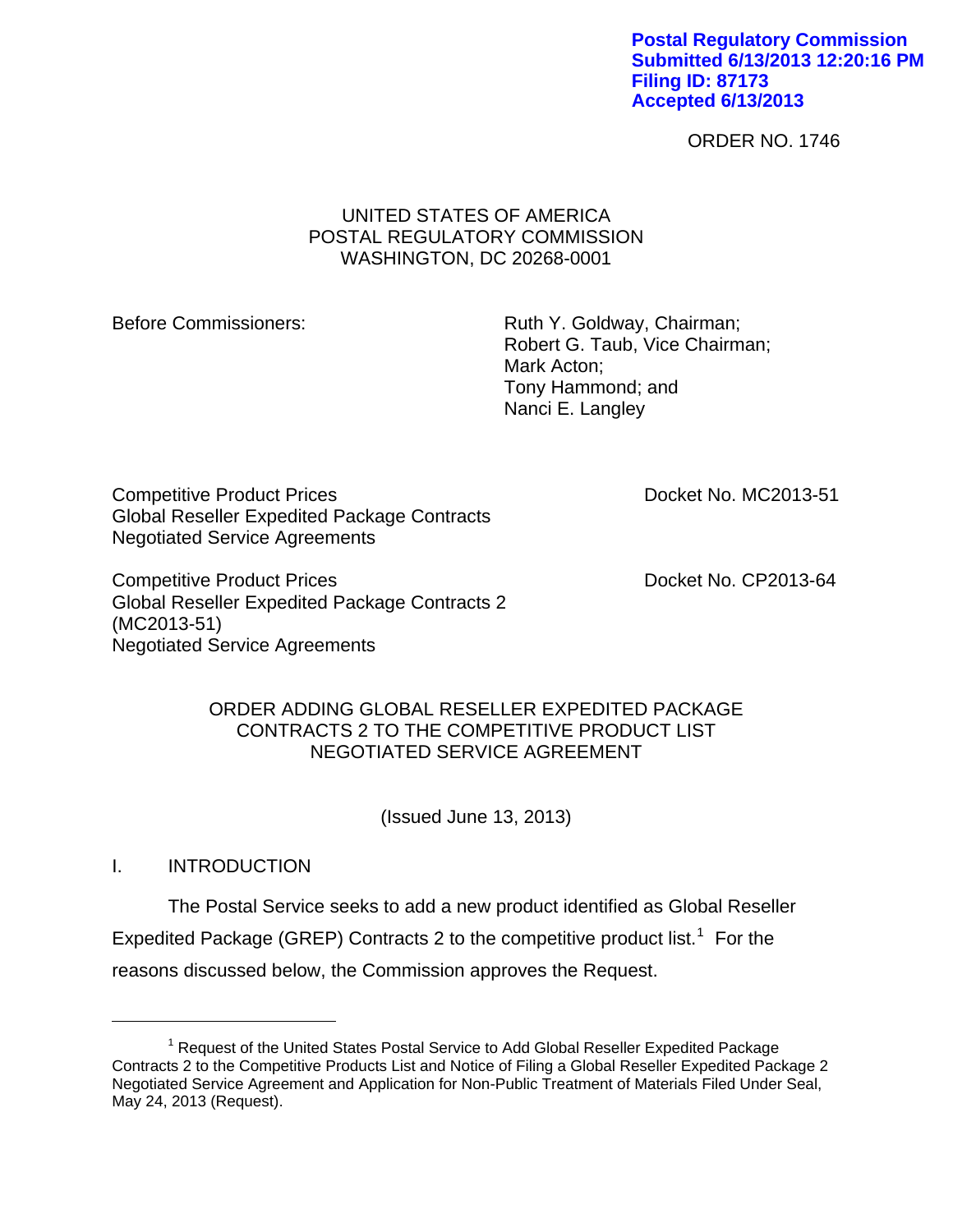**Postal Regulatory Commission**
**Submitted 6/13/2013 12:20:16 PM**
**Filing ID: 87173**
**Accepted 6/13/2013**

ORDER NO. 1746

UNITED STATES OF AMERICA
POSTAL REGULATORY COMMISSION
WASHINGTON, DC 20268-0001

Before Commissioners: Ruth Y. Goldway, Chairman; Robert G. Taub, Vice Chairman; Mark Acton; Tony Hammond; and Nanci E. Langley

Competitive Product Prices
Global Reseller Expedited Package Contracts
Negotiated Service Agreements

Docket No. MC2013-51

Competitive Product Prices
Global Reseller Expedited Package Contracts 2 (MC2013-51)
Negotiated Service Agreements

Docket No. CP2013-64

ORDER ADDING GLOBAL RESELLER EXPEDITED PACKAGE CONTRACTS 2 TO THE COMPETITIVE PRODUCT LIST NEGOTIATED SERVICE AGREEMENT

(Issued June 13, 2013)

## I. INTRODUCTION

The Postal Service seeks to add a new product identified as Global Reseller Expedited Package (GREP) Contracts 2 to the competitive product list.[1] For the reasons discussed below, the Commission approves the Request.

[1] Request of the United States Postal Service to Add Global Reseller Expedited Package Contracts 2 to the Competitive Products List and Notice of Filing a Global Reseller Expedited Package 2 Negotiated Service Agreement and Application for Non-Public Treatment of Materials Filed Under Seal, May 24, 2013 (Request).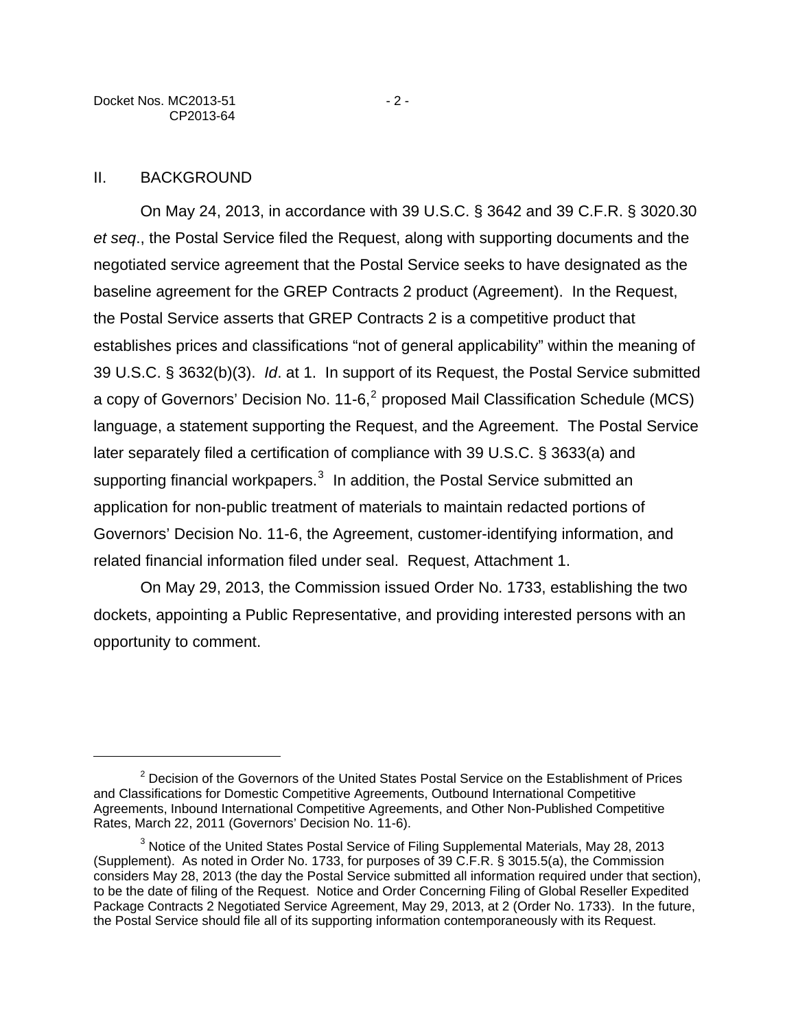## II. BACKGROUND

On May 24, 2013, in accordance with 39 U.S.C. § 3642 and 39 C.F.R. § 3020.30 *et seq*., the Postal Service filed the Request, along with supporting documents and the negotiated service agreement that the Postal Service seeks to have designated as the baseline agreement for the GREP Contracts 2 product (Agreement). In the Request, the Postal Service asserts that GREP Contracts 2 is a competitive product that establishes prices and classifications "not of general applicability" within the meaning of 39 U.S.C. § 3632(b)(3). *Id*. at 1. In support of its Request, the Postal Service submitted a copy of Governors' Decision No. 11-6,[2] proposed Mail Classification Schedule (MCS) language, a statement supporting the Request, and the Agreement. The Postal Service later separately filed a certification of compliance with 39 U.S.C. § 3633(a) and supporting financial workpapers.[3] In addition, the Postal Service submitted an application for non-public treatment of materials to maintain redacted portions of Governors' Decision No. 11-6, the Agreement, customer-identifying information, and related financial information filed under seal. Request, Attachment 1.

On May 29, 2013, the Commission issued Order No. 1733, establishing the two dockets, appointing a Public Representative, and providing interested persons with an opportunity to comment.

---

[2] Decision of the Governors of the United States Postal Service on the Establishment of Prices and Classifications for Domestic Competitive Agreements, Outbound International Competitive Agreements, Inbound International Competitive Agreements, and Other Non-Published Competitive Rates, March 22, 2011 (Governors' Decision No. 11-6).

[3] Notice of the United States Postal Service of Filing Supplemental Materials, May 28, 2013 (Supplement). As noted in Order No. 1733, for purposes of 39 C.F.R. § 3015.5(a), the Commission considers May 28, 2013 (the day the Postal Service submitted all information required under that section), to be the date of filing of the Request. Notice and Order Concerning Filing of Global Reseller Expedited Package Contracts 2 Negotiated Service Agreement, May 29, 2013, at 2 (Order No. 1733). In the future, the Postal Service should file all of its supporting information contemporaneously with its Request.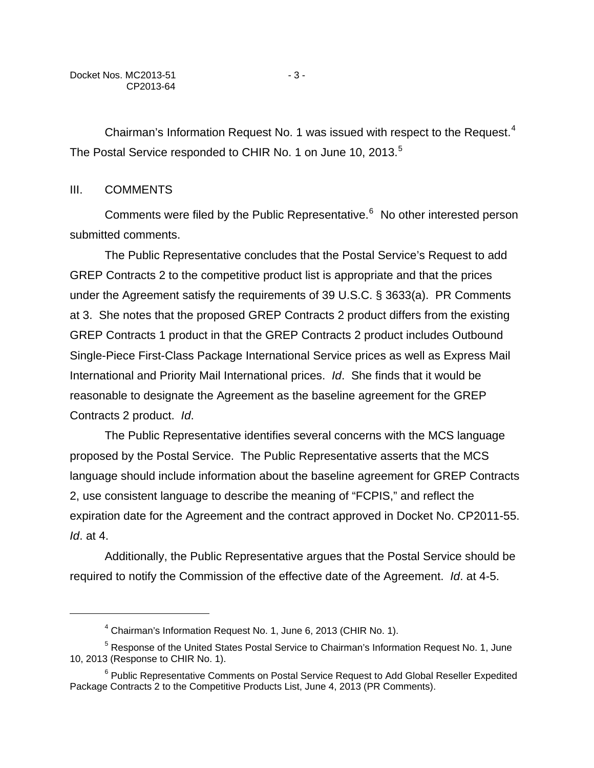Chairman's Information Request No. 1 was issued with respect to the Request.[4] The Postal Service responded to CHIR No. 1 on June 10, 2013.[5]

## III. COMMENTS

Comments were filed by the Public Representative.[6] No other interested person submitted comments.

The Public Representative concludes that the Postal Service's Request to add GREP Contracts 2 to the competitive product list is appropriate and that the prices under the Agreement satisfy the requirements of 39 U.S.C. § 3633(a). PR Comments at 3. She notes that the proposed GREP Contracts 2 product differs from the existing GREP Contracts 1 product in that the GREP Contracts 2 product includes Outbound Single-Piece First-Class Package International Service prices as well as Express Mail International and Priority Mail International prices. *Id*. She finds that it would be reasonable to designate the Agreement as the baseline agreement for the GREP Contracts 2 product. *Id*.

The Public Representative identifies several concerns with the MCS language proposed by the Postal Service. The Public Representative asserts that the MCS language should include information about the baseline agreement for GREP Contracts 2, use consistent language to describe the meaning of "FCPIS," and reflect the expiration date for the Agreement and the contract approved in Docket No. CP2011-55. *Id*. at 4.

Additionally, the Public Representative argues that the Postal Service should be required to notify the Commission of the effective date of the Agreement. *Id*. at 4-5.

---

[4] Chairman's Information Request No. 1, June 6, 2013 (CHIR No. 1).

[5] Response of the United States Postal Service to Chairman's Information Request No. 1, June 10, 2013 (Response to CHIR No. 1).

[6] Public Representative Comments on Postal Service Request to Add Global Reseller Expedited Package Contracts 2 to the Competitive Products List, June 4, 2013 (PR Comments).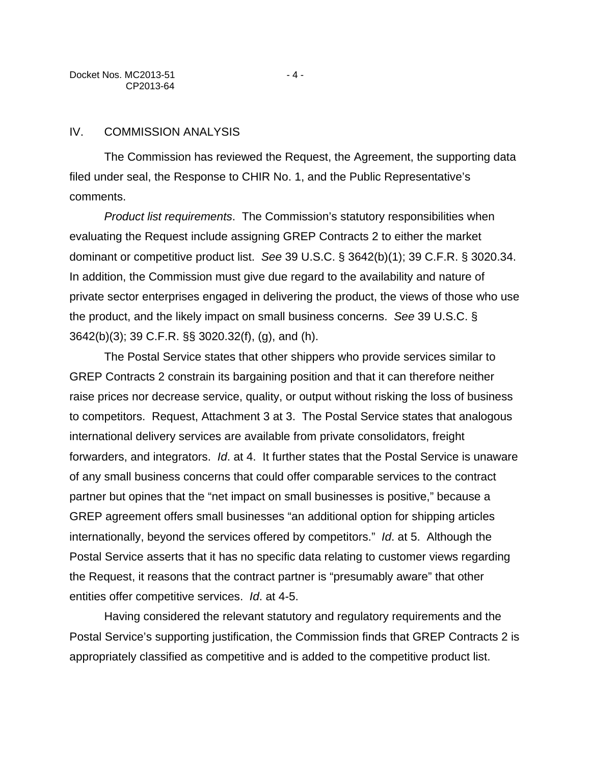## IV. COMMISSION ANALYSIS

The Commission has reviewed the Request, the Agreement, the supporting data filed under seal, the Response to CHIR No. 1, and the Public Representative's comments.

*Product list requirements*. The Commission's statutory responsibilities when evaluating the Request include assigning GREP Contracts 2 to either the market dominant or competitive product list. *See* 39 U.S.C. § 3642(b)(1); 39 C.F.R. § 3020.34. In addition, the Commission must give due regard to the availability and nature of private sector enterprises engaged in delivering the product, the views of those who use the product, and the likely impact on small business concerns. *See* 39 U.S.C. § 3642(b)(3); 39 C.F.R. §§ 3020.32(f), (g), and (h).

The Postal Service states that other shippers who provide services similar to GREP Contracts 2 constrain its bargaining position and that it can therefore neither raise prices nor decrease service, quality, or output without risking the loss of business to competitors. Request, Attachment 3 at 3. The Postal Service states that analogous international delivery services are available from private consolidators, freight forwarders, and integrators. *Id*. at 4. It further states that the Postal Service is unaware of any small business concerns that could offer comparable services to the contract partner but opines that the "net impact on small businesses is positive," because a GREP agreement offers small businesses "an additional option for shipping articles internationally, beyond the services offered by competitors." *Id*. at 5. Although the Postal Service asserts that it has no specific data relating to customer views regarding the Request, it reasons that the contract partner is "presumably aware" that other entities offer competitive services. *Id*. at 4-5.

Having considered the relevant statutory and regulatory requirements and the Postal Service's supporting justification, the Commission finds that GREP Contracts 2 is appropriately classified as competitive and is added to the competitive product list.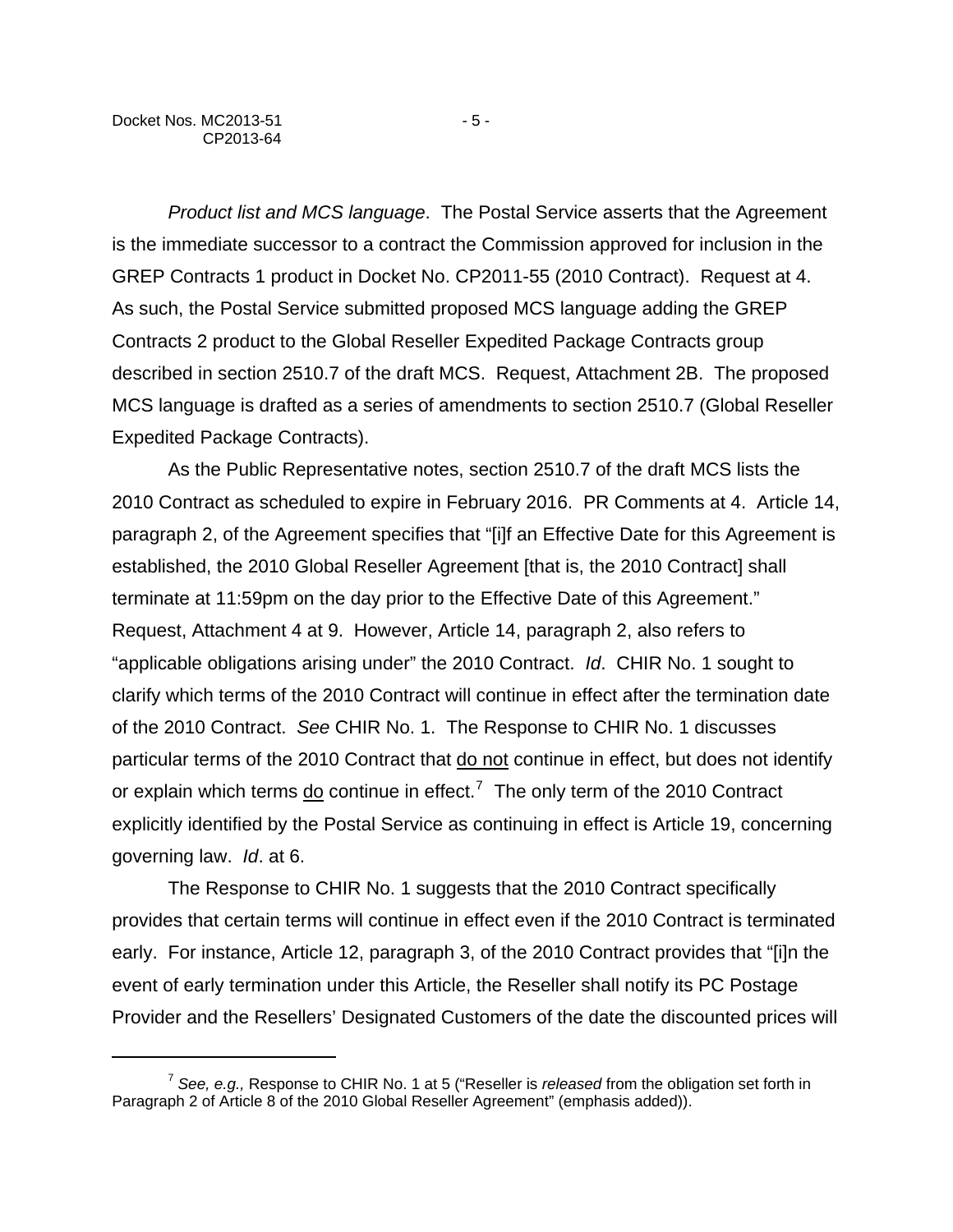*Product list and MCS language*. The Postal Service asserts that the Agreement is the immediate successor to a contract the Commission approved for inclusion in the GREP Contracts 1 product in Docket No. CP2011-55 (2010 Contract). Request at 4. As such, the Postal Service submitted proposed MCS language adding the GREP Contracts 2 product to the Global Reseller Expedited Package Contracts group described in section 2510.7 of the draft MCS. Request, Attachment 2B. The proposed MCS language is drafted as a series of amendments to section 2510.7 (Global Reseller Expedited Package Contracts).

As the Public Representative notes, section 2510.7 of the draft MCS lists the 2010 Contract as scheduled to expire in February 2016. PR Comments at 4. Article 14, paragraph 2, of the Agreement specifies that "[i]f an Effective Date for this Agreement is established, the 2010 Global Reseller Agreement [that is, the 2010 Contract] shall terminate at 11:59pm on the day prior to the Effective Date of this Agreement." Request, Attachment 4 at 9. However, Article 14, paragraph 2, also refers to "applicable obligations arising under" the 2010 Contract. *Id*. CHIR No. 1 sought to clarify which terms of the 2010 Contract will continue in effect after the termination date of the 2010 Contract. *See* CHIR No. 1. The Response to CHIR No. 1 discusses particular terms of the 2010 Contract that <u>do not</u> continue in effect, but does not identify or explain which terms <u>do</u> continue in effect.[7] The only term of the 2010 Contract explicitly identified by the Postal Service as continuing in effect is Article 19, concerning governing law. *Id*. at 6.

The Response to CHIR No. 1 suggests that the 2010 Contract specifically provides that certain terms will continue in effect even if the 2010 Contract is terminated early. For instance, Article 12, paragraph 3, of the 2010 Contract provides that "[i]n the event of early termination under this Article, the Reseller shall notify its PC Postage Provider and the Resellers' Designated Customers of the date the discounted prices will

---

[7] *See, e.g.,* Response to CHIR No. 1 at 5 ("Reseller is *released* from the obligation set forth in Paragraph 2 of Article 8 of the 2010 Global Reseller Agreement" (emphasis added)).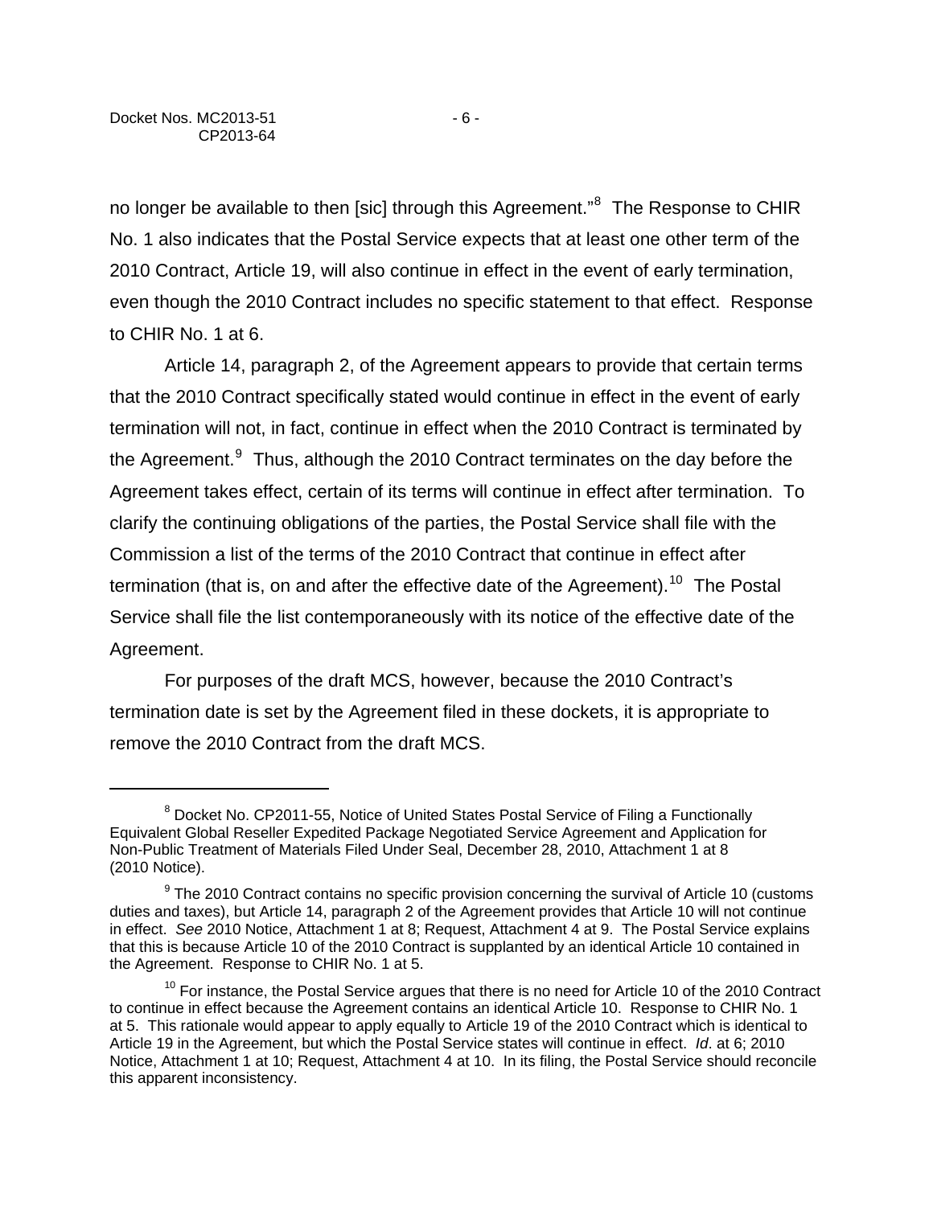no longer be available to then [sic] through this Agreement."[8] The Response to CHIR No. 1 also indicates that the Postal Service expects that at least one other term of the 2010 Contract, Article 19, will also continue in effect in the event of early termination, even though the 2010 Contract includes no specific statement to that effect. Response to CHIR No. 1 at 6.

Article 14, paragraph 2, of the Agreement appears to provide that certain terms that the 2010 Contract specifically stated would continue in effect in the event of early termination will not, in fact, continue in effect when the 2010 Contract is terminated by the Agreement.[9] Thus, although the 2010 Contract terminates on the day before the Agreement takes effect, certain of its terms will continue in effect after termination. To clarify the continuing obligations of the parties, the Postal Service shall file with the Commission a list of the terms of the 2010 Contract that continue in effect after termination (that is, on and after the effective date of the Agreement).[10] The Postal Service shall file the list contemporaneously with its notice of the effective date of the Agreement.

For purposes of the draft MCS, however, because the 2010 Contract's termination date is set by the Agreement filed in these dockets, it is appropriate to remove the 2010 Contract from the draft MCS.

---

[8] Docket No. CP2011-55, Notice of United States Postal Service of Filing a Functionally Equivalent Global Reseller Expedited Package Negotiated Service Agreement and Application for Non-Public Treatment of Materials Filed Under Seal, December 28, 2010, Attachment 1 at 8 (2010 Notice).

[9] The 2010 Contract contains no specific provision concerning the survival of Article 10 (customs duties and taxes), but Article 14, paragraph 2 of the Agreement provides that Article 10 will not continue in effect. *See* 2010 Notice, Attachment 1 at 8; Request, Attachment 4 at 9. The Postal Service explains that this is because Article 10 of the 2010 Contract is supplanted by an identical Article 10 contained in the Agreement. Response to CHIR No. 1 at 5.

[10] For instance, the Postal Service argues that there is no need for Article 10 of the 2010 Contract to continue in effect because the Agreement contains an identical Article 10. Response to CHIR No. 1 at 5. This rationale would appear to apply equally to Article 19 of the 2010 Contract which is identical to Article 19 in the Agreement, but which the Postal Service states will continue in effect. *Id*. at 6; 2010 Notice, Attachment 1 at 10; Request, Attachment 4 at 10. In its filing, the Postal Service should reconcile this apparent inconsistency.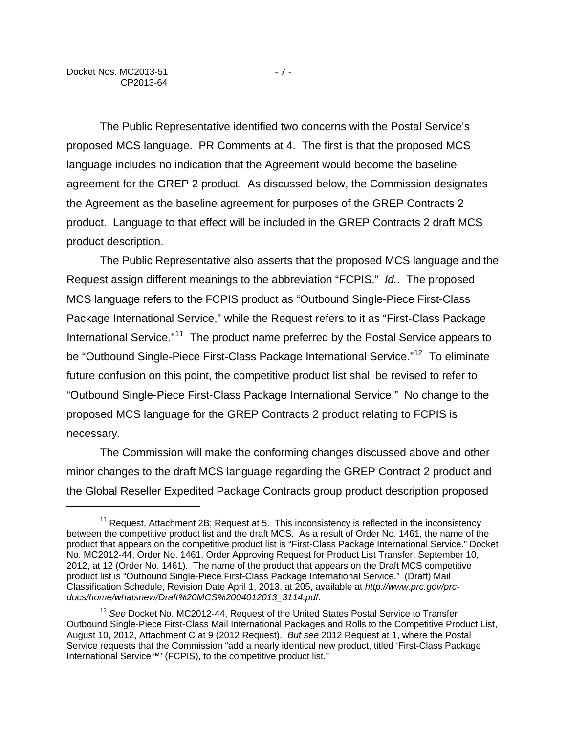The Public Representative identified two concerns with the Postal Service's proposed MCS language. PR Comments at 4. The first is that the proposed MCS language includes no indication that the Agreement would become the baseline agreement for the GREP 2 product. As discussed below, the Commission designates the Agreement as the baseline agreement for purposes of the GREP Contracts 2 product. Language to that effect will be included in the GREP Contracts 2 draft MCS product description.

The Public Representative also asserts that the proposed MCS language and the Request assign different meanings to the abbreviation "FCPIS." *Id.*. The proposed MCS language refers to the FCPIS product as "Outbound Single-Piece First-Class Package International Service," while the Request refers to it as "First-Class Package International Service."[11] The product name preferred by the Postal Service appears to be "Outbound Single-Piece First-Class Package International Service."[12] To eliminate future confusion on this point, the competitive product list shall be revised to refer to "Outbound Single-Piece First-Class Package International Service." No change to the proposed MCS language for the GREP Contracts 2 product relating to FCPIS is necessary.

The Commission will make the conforming changes discussed above and other minor changes to the draft MCS language regarding the GREP Contract 2 product and the Global Reseller Expedited Package Contracts group product description proposed

---

[11] Request, Attachment 2B; Request at 5. This inconsistency is reflected in the inconsistency between the competitive product list and the draft MCS. As a result of Order No. 1461, the name of the product that appears on the competitive product list is "First-Class Package International Service." Docket No. MC2012-44, Order No. 1461, Order Approving Request for Product List Transfer, September 10, 2012, at 12 (Order No. 1461). The name of the product that appears on the Draft MCS competitive product list is "Outbound Single-Piece First-Class Package International Service." (Draft) Mail Classification Schedule, Revision Date April 1, 2013, at 205, available at *http://www.prc.gov/prc-docs/home/whatsnew/Draft%20MCS%2004012013_3114.pdf.*

[12] *See* Docket No. MC2012-44, Request of the United States Postal Service to Transfer Outbound Single-Piece First-Class Mail International Packages and Rolls to the Competitive Product List, August 10, 2012, Attachment C at 9 (2012 Request). *But see* 2012 Request at 1, where the Postal Service requests that the Commission "add a nearly identical new product, titled 'First-Class Package International Service™' (FCPIS), to the competitive product list."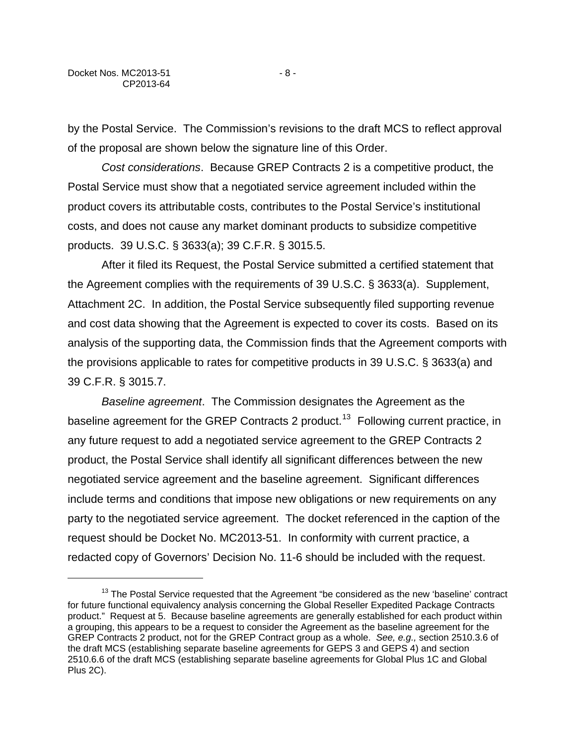by the Postal Service. The Commission's revisions to the draft MCS to reflect approval of the proposal are shown below the signature line of this Order.

*Cost considerations*. Because GREP Contracts 2 is a competitive product, the Postal Service must show that a negotiated service agreement included within the product covers its attributable costs, contributes to the Postal Service's institutional costs, and does not cause any market dominant products to subsidize competitive products. 39 U.S.C. § 3633(a); 39 C.F.R. § 3015.5.

After it filed its Request, the Postal Service submitted a certified statement that the Agreement complies with the requirements of 39 U.S.C. § 3633(a). Supplement, Attachment 2C. In addition, the Postal Service subsequently filed supporting revenue and cost data showing that the Agreement is expected to cover its costs. Based on its analysis of the supporting data, the Commission finds that the Agreement comports with the provisions applicable to rates for competitive products in 39 U.S.C. § 3633(a) and 39 C.F.R. § 3015.7.

*Baseline agreement*. The Commission designates the Agreement as the baseline agreement for the GREP Contracts 2 product.[13] Following current practice, in any future request to add a negotiated service agreement to the GREP Contracts 2 product, the Postal Service shall identify all significant differences between the new negotiated service agreement and the baseline agreement. Significant differences include terms and conditions that impose new obligations or new requirements on any party to the negotiated service agreement. The docket referenced in the caption of the request should be Docket No. MC2013-51. In conformity with current practice, a redacted copy of Governors' Decision No. 11-6 should be included with the request.

---

[13] The Postal Service requested that the Agreement "be considered as the new 'baseline' contract for future functional equivalency analysis concerning the Global Reseller Expedited Package Contracts product." Request at 5. Because baseline agreements are generally established for each product within a grouping, this appears to be a request to consider the Agreement as the baseline agreement for the GREP Contracts 2 product, not for the GREP Contract group as a whole. *See, e.g.,* section 2510.3.6 of the draft MCS (establishing separate baseline agreements for GEPS 3 and GEPS 4) and section 2510.6.6 of the draft MCS (establishing separate baseline agreements for Global Plus 1C and Global Plus 2C).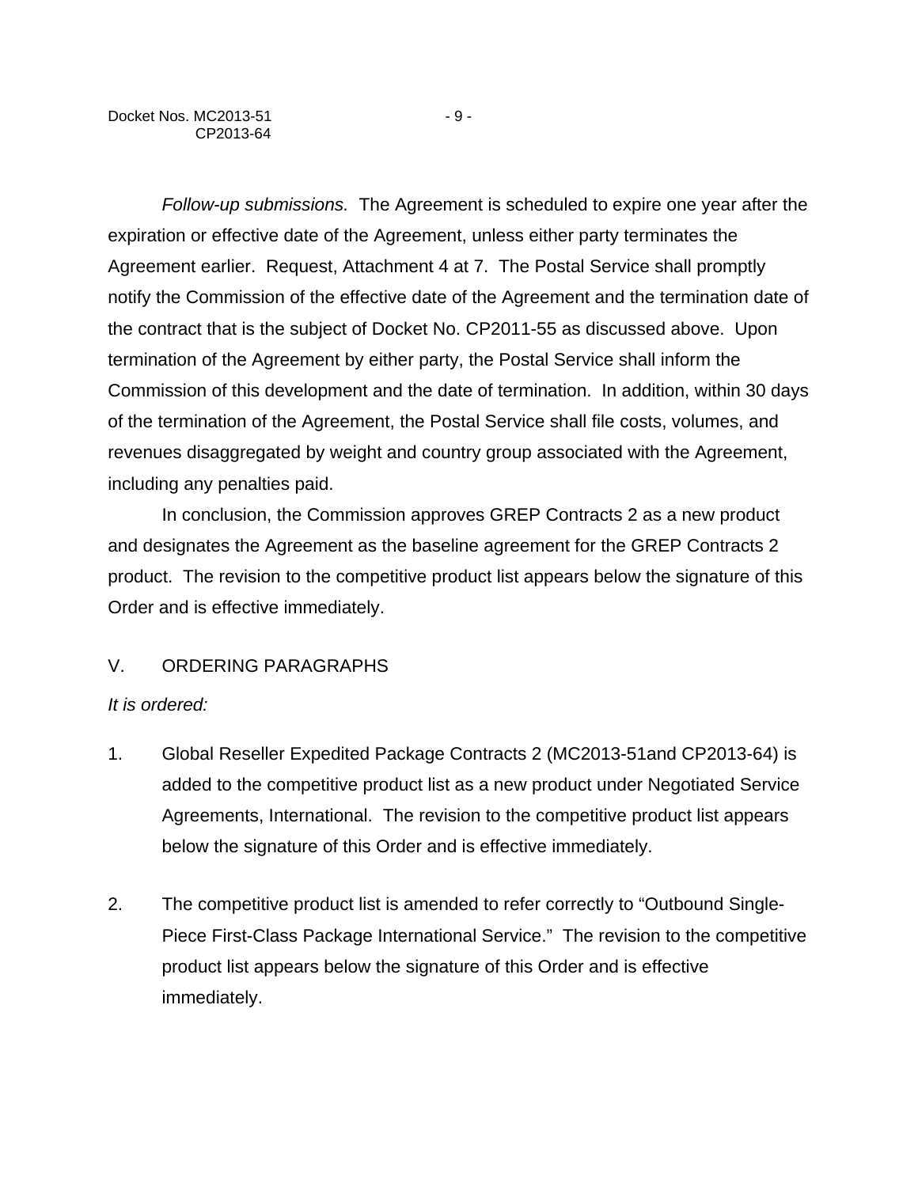*Follow-up submissions.* The Agreement is scheduled to expire one year after the expiration or effective date of the Agreement, unless either party terminates the Agreement earlier. Request, Attachment 4 at 7. The Postal Service shall promptly notify the Commission of the effective date of the Agreement and the termination date of the contract that is the subject of Docket No. CP2011-55 as discussed above. Upon termination of the Agreement by either party, the Postal Service shall inform the Commission of this development and the date of termination. In addition, within 30 days of the termination of the Agreement, the Postal Service shall file costs, volumes, and revenues disaggregated by weight and country group associated with the Agreement, including any penalties paid.

In conclusion, the Commission approves GREP Contracts 2 as a new product and designates the Agreement as the baseline agreement for the GREP Contracts 2 product. The revision to the competitive product list appears below the signature of this Order and is effective immediately.

## V. ORDERING PARAGRAPHS

*It is ordered:*

1. Global Reseller Expedited Package Contracts 2 (MC2013-51and CP2013-64) is added to the competitive product list as a new product under Negotiated Service Agreements, International. The revision to the competitive product list appears below the signature of this Order and is effective immediately.

2. The competitive product list is amended to refer correctly to "Outbound Single-Piece First-Class Package International Service." The revision to the competitive product list appears below the signature of this Order and is effective immediately.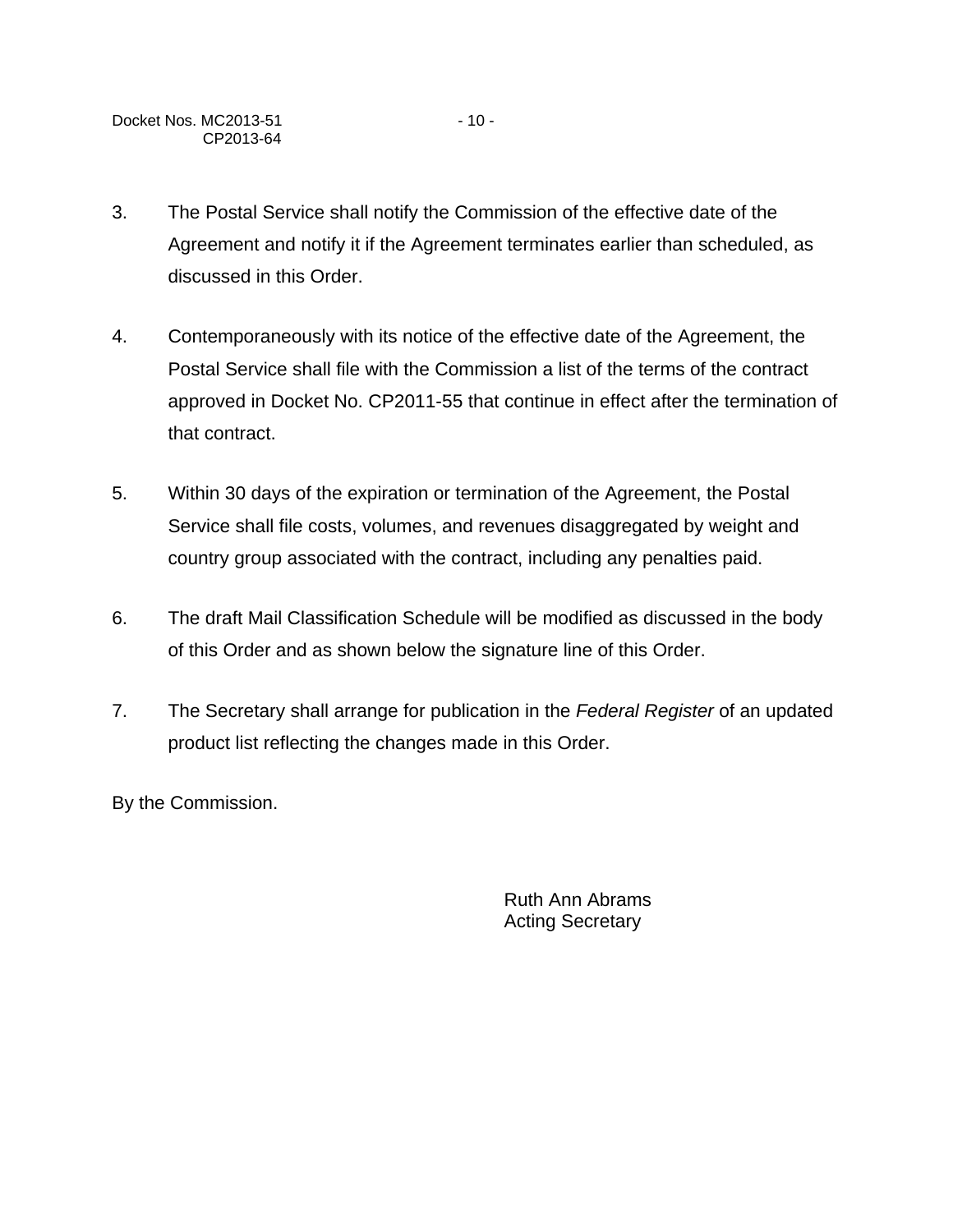3. The Postal Service shall notify the Commission of the effective date of the Agreement and notify it if the Agreement terminates earlier than scheduled, as discussed in this Order.

4. Contemporaneously with its notice of the effective date of the Agreement, the Postal Service shall file with the Commission a list of the terms of the contract approved in Docket No. CP2011-55 that continue in effect after the termination of that contract.

5. Within 30 days of the expiration or termination of the Agreement, the Postal Service shall file costs, volumes, and revenues disaggregated by weight and country group associated with the contract, including any penalties paid.

6. The draft Mail Classification Schedule will be modified as discussed in the body of this Order and as shown below the signature line of this Order.

7. The Secretary shall arrange for publication in the *Federal Register* of an updated product list reflecting the changes made in this Order.

By the Commission.

Ruth Ann Abrams
Acting Secretary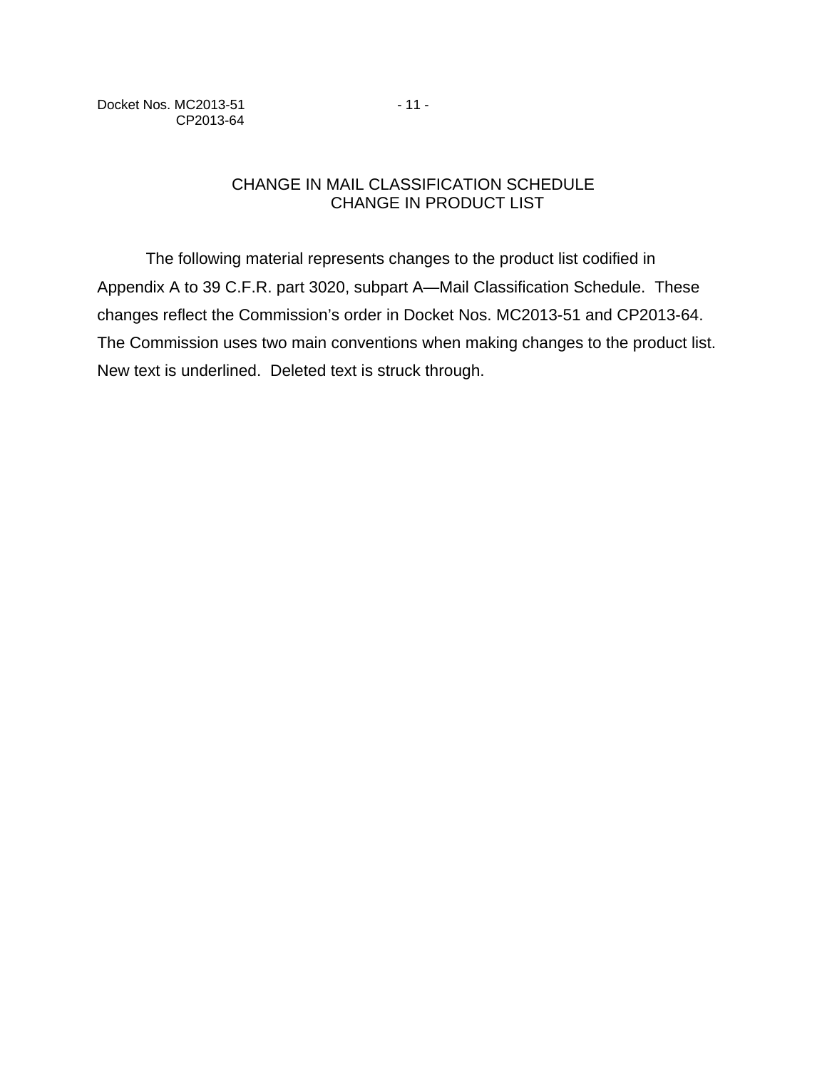# CHANGE IN MAIL CLASSIFICATION SCHEDULE
## CHANGE IN PRODUCT LIST

The following material represents changes to the product list codified in Appendix A to 39 C.F.R. part 3020, subpart A—Mail Classification Schedule. These changes reflect the Commission's order in Docket Nos. MC2013-51 and CP2013-64. The Commission uses two main conventions when making changes to the product list. New text is underlined. Deleted text is struck through.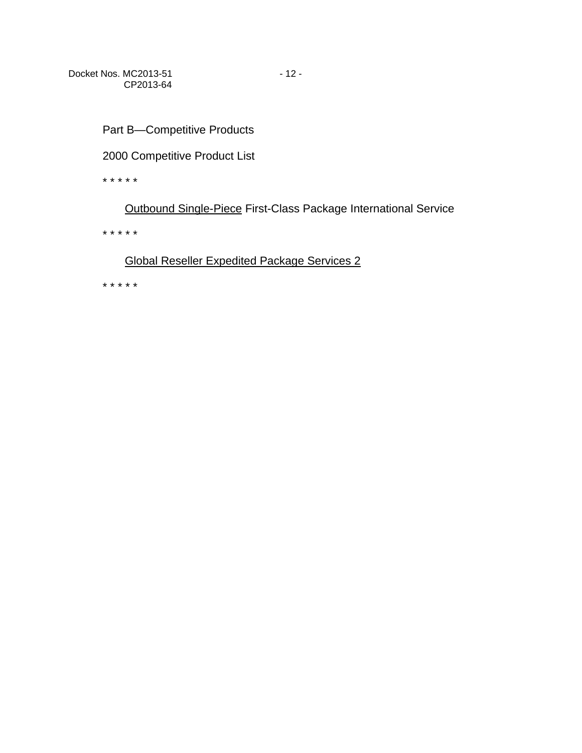Part B—Competitive Products

2000 Competitive Product List

* * * * *

<u>Outbound Single-Piece</u> First-Class Package International Service

* * * * *

<u>Global Reseller Expedited Package Services 2</u>

* * * * *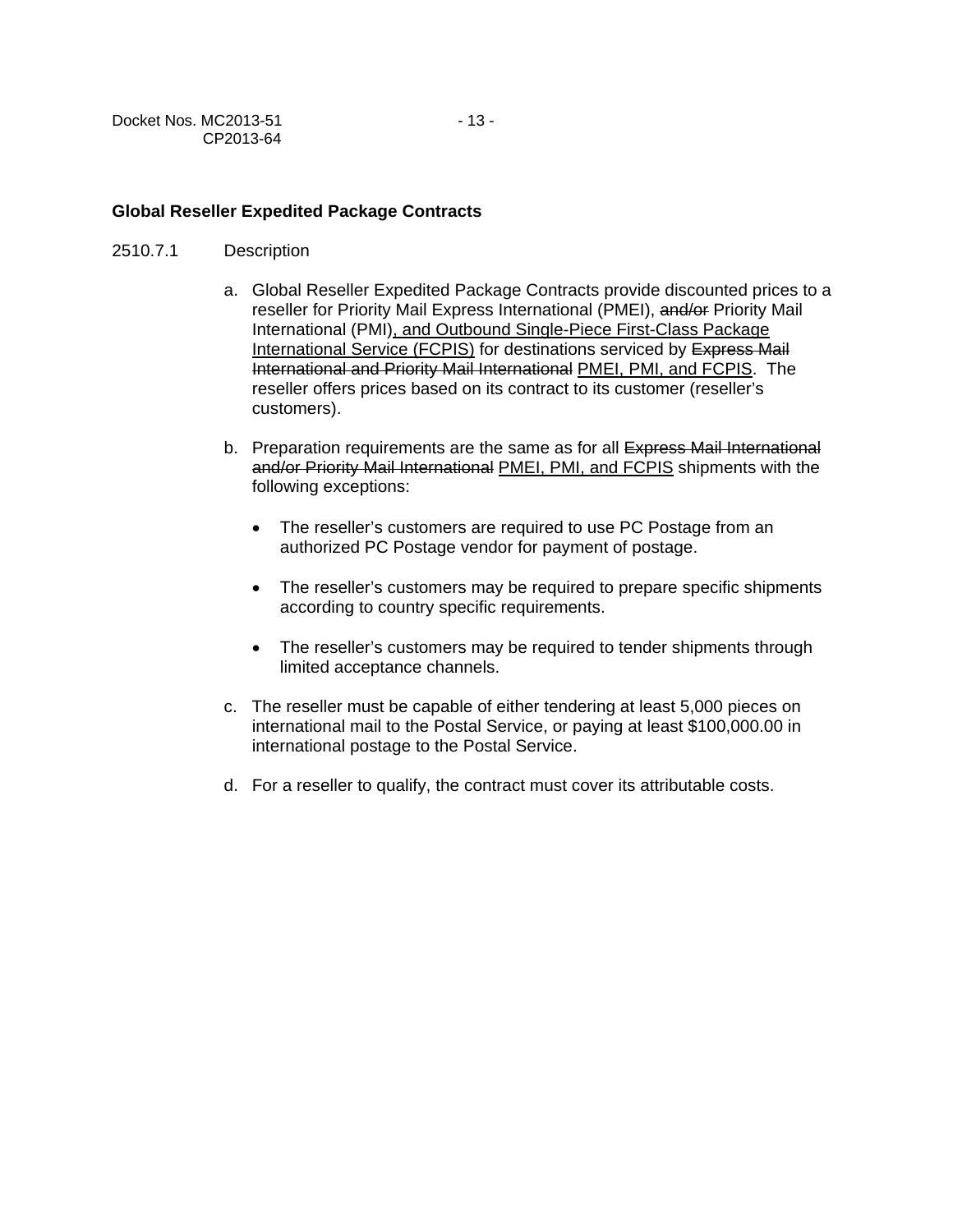**Global Reseller Expedited Package Contracts**

2510.7.1 Description

a. Global Reseller Expedited Package Contracts provide discounted prices to a reseller for Priority Mail Express International (PMEI), ~~and/or~~ Priority Mail International (PMI)<u>, and Outbound Single-Piece First-Class Package International Service (FCPIS)</u> for destinations serviced by ~~Express Mail International and Priority Mail International~~ <u>PMEI, PMI, and FCPIS</u>. The reseller offers prices based on its contract to its customer (reseller's customers).

b. Preparation requirements are the same as for all ~~Express Mail International and/or Priority Mail International~~ <u>PMEI, PMI, and FCPIS</u> shipments with the following exceptions:

   - The reseller's customers are required to use PC Postage from an authorized PC Postage vendor for payment of postage.

   - The reseller's customers may be required to prepare specific shipments according to country specific requirements.

   - The reseller's customers may be required to tender shipments through limited acceptance channels.

c. The reseller must be capable of either tendering at least 5,000 pieces on international mail to the Postal Service, or paying at least $100,000.00 in international postage to the Postal Service.

d. For a reseller to qualify, the contract must cover its attributable costs.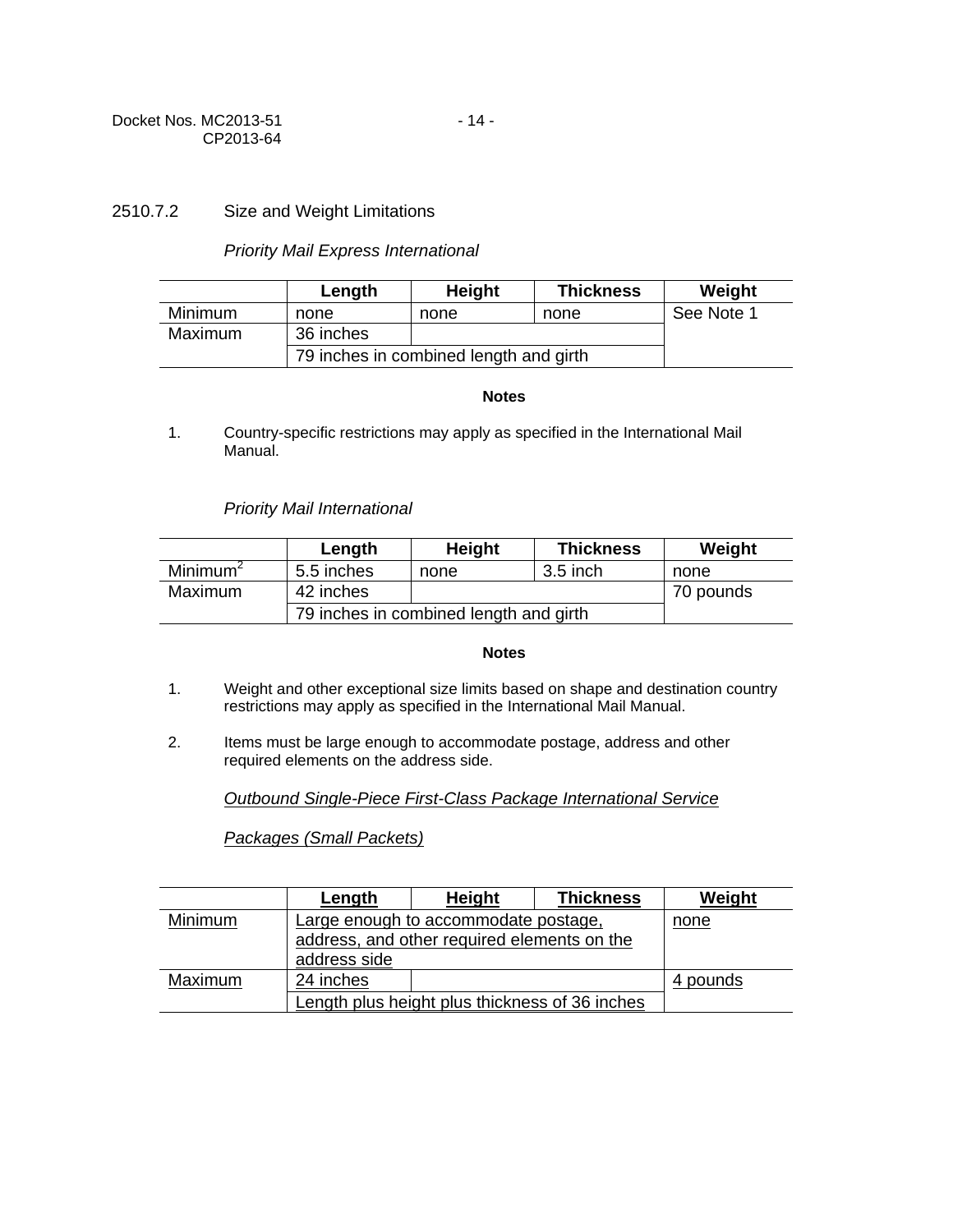2510.7.2 Size and Weight Limitations

*Priority Mail Express International*

| | Length | Height | Thickness | Weight |
|---|---|---|---|---|
| Minimum | none | none | none | See Note 1 |
| Maximum | 36 inches | | | |
| | 79 inches in combined length and girth | | | |

**Notes**

1. Country-specific restrictions may apply as specified in the International Mail Manual.

*Priority Mail International*

| | Length | Height | Thickness | Weight |
|---|---|---|---|---|
| Minimum[2] | 5.5 inches | none | 3.5 inch | none |
| Maximum | 42 inches | | | 70 pounds |
| | 79 inches in combined length and girth | | | |

**Notes**

1. Weight and other exceptional size limits based on shape and destination country restrictions may apply as specified in the International Mail Manual.

2. Items must be large enough to accommodate postage, address and other required elements on the address side.

*Outbound Single-Piece First-Class Package International Service*

*Packages (Small Packets)*

| | Length | Height | Thickness | Weight |
|---|---|---|---|---|
| Minimum | Large enough to accommodate postage, address, and other required elements on the address side | | | none |
| Maximum | 24 inches | | | 4 pounds |
| | Length plus height plus thickness of 36 inches | | | |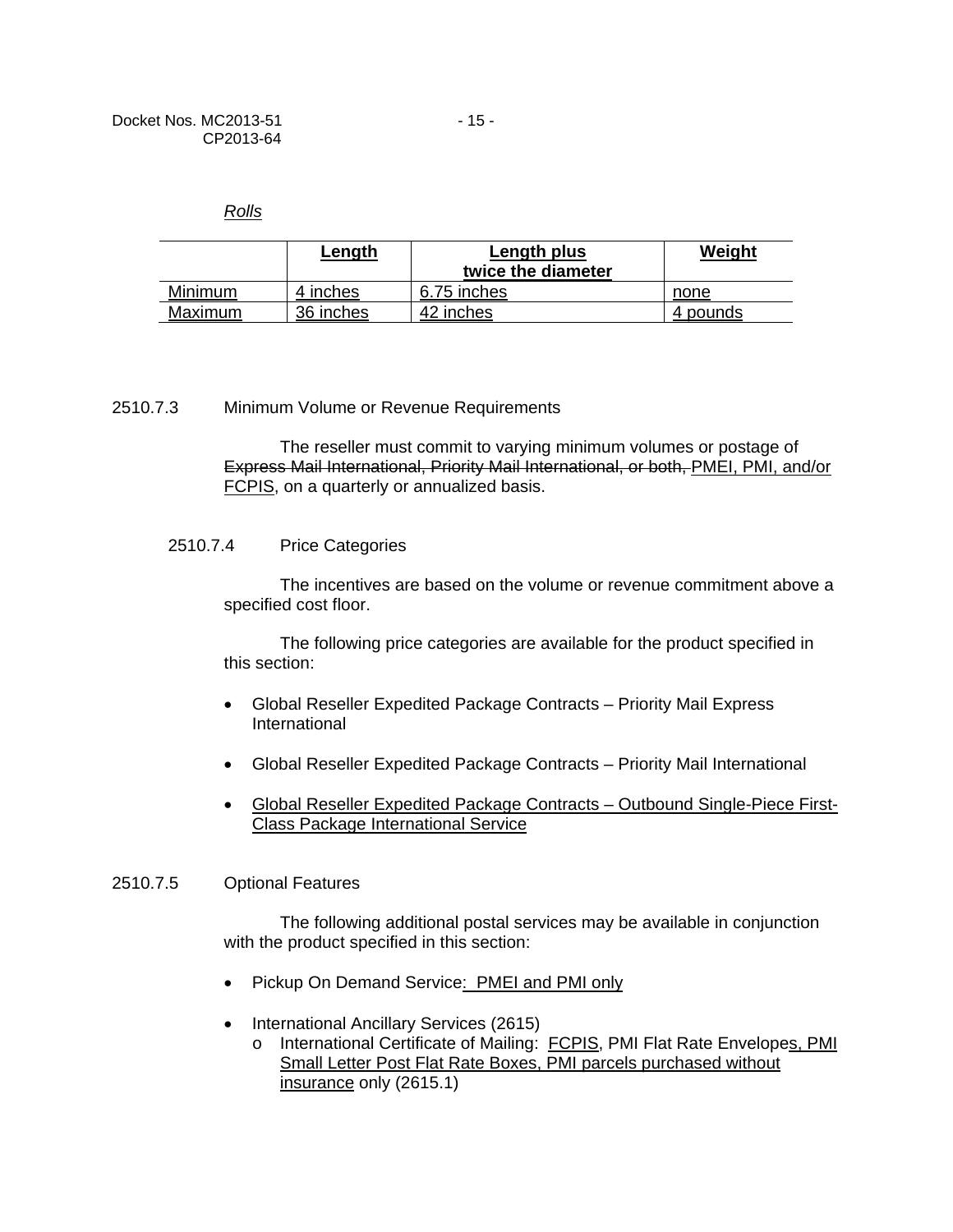*Rolls*

| | Length | Length plus twice the diameter | Weight |
|---|---|---|---|
| Minimum | 4 inches | 6.75 inches | none |
| Maximum | 36 inches | 42 inches | 4 pounds |

2510.7.3 Minimum Volume or Revenue Requirements

The reseller must commit to varying minimum volumes or postage of ~~Express Mail International, Priority Mail International, or both,~~ PMEI, PMI, and/or FCPIS, on a quarterly or annualized basis.

2510.7.4 Price Categories

The incentives are based on the volume or revenue commitment above a specified cost floor.

The following price categories are available for the product specified in this section:

- Global Reseller Expedited Package Contracts – Priority Mail Express International
- Global Reseller Expedited Package Contracts – Priority Mail International
- Global Reseller Expedited Package Contracts – Outbound Single-Piece First-Class Package International Service

2510.7.5 Optional Features

The following additional postal services may be available in conjunction with the product specified in this section:

- Pickup On Demand Service: PMEI and PMI only
- International Ancillary Services (2615)
  - International Certificate of Mailing: FCPIS, PMI Flat Rate Envelopes, PMI Small Letter Post Flat Rate Boxes, PMI parcels purchased without insurance only (2615.1)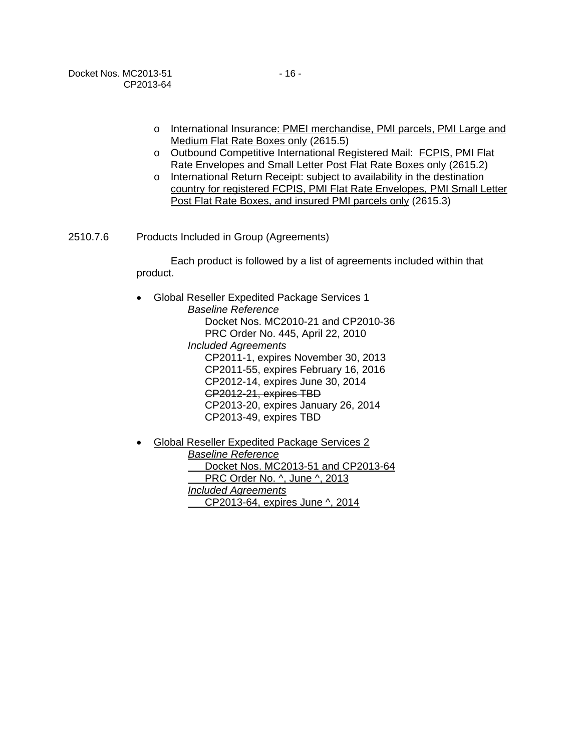- International Insurance: PMEI merchandise, PMI parcels, PMI Large and Medium Flat Rate Boxes only (2615.5)
- Outbound Competitive International Registered Mail: FCPIS, PMI Flat Rate Envelopes and Small Letter Post Flat Rate Boxes only (2615.2)
- International Return Receipt: subject to availability in the destination country for registered FCPIS, PMI Flat Rate Envelopes, PMI Small Letter Post Flat Rate Boxes, and insured PMI parcels only (2615.3)

2510.7.6 Products Included in Group (Agreements)

Each product is followed by a list of agreements included within that product.

- Global Reseller Expedited Package Services 1

  *Baseline Reference*

  Docket Nos. MC2010-21 and CP2010-36

  PRC Order No. 445, April 22, 2010

  *Included Agreements*

  CP2011-1, expires November 30, 2013

  CP2011-55, expires February 16, 2016

  CP2012-14, expires June 30, 2014

  ~~CP2012-21, expires TBD~~

  CP2013-20, expires January 26, 2014

  CP2013-49, expires TBD

- Global Reseller Expedited Package Services 2

  *Baseline Reference*

  Docket Nos. MC2013-51 and CP2013-64

  PRC Order No. ^, June ^, 2013

  *Included Agreements*

  CP2013-64, expires June ^, 2014